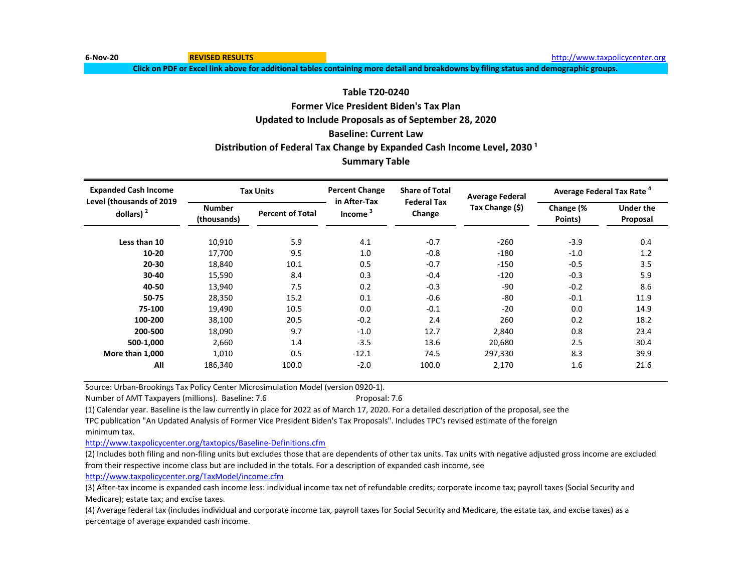6-Nov-20 **REVISED RESULTS** http://www.taxpolicycenter.org

**Click on PDF or Excel link above for additional tables containing more detail and breakdowns by filing status and demographic groups.**

## Table T20-0240
## Former Vice President Biden's Tax Plan
## Updated to Include Proposals as of September 28, 2020
## Baseline: Current Law
## Distribution of Federal Tax Change by Expanded Cash Income Level, 2030 [1]
## Summary Table

| Expanded Cash Income Level (thousands of 2019 dollars) [2] | Tax Units | | Percent Change in After-Tax Income [3] | Share of Total Federal Tax Change | Average Federal Tax Change ($) | Average Federal Tax Rate [4] | |
|---|---|---|---|---|---|---|---|
| | Number (thousands) | Percent of Total | | | | Change (% Points) | Under the Proposal |
| **Less than 10** | 10,910 | 5.9 | 4.1 | -0.7 | -260 | -3.9 | 0.4 |
| **10-20** | 17,700 | 9.5 | 1.0 | -0.8 | -180 | -1.0 | 1.2 |
| **20-30** | 18,840 | 10.1 | 0.5 | -0.7 | -150 | -0.5 | 3.5 |
| **30-40** | 15,590 | 8.4 | 0.3 | -0.4 | -120 | -0.3 | 5.9 |
| **40-50** | 13,940 | 7.5 | 0.2 | -0.3 | -90 | -0.2 | 8.6 |
| **50-75** | 28,350 | 15.2 | 0.1 | -0.6 | -80 | -0.1 | 11.9 |
| **75-100** | 19,490 | 10.5 | 0.0 | -0.1 | -20 | 0.0 | 14.9 |
| **100-200** | 38,100 | 20.5 | -0.2 | 2.4 | 260 | 0.2 | 18.2 |
| **200-500** | 18,090 | 9.7 | -1.0 | 12.7 | 2,840 | 0.8 | 23.4 |
| **500-1,000** | 2,660 | 1.4 | -3.5 | 13.6 | 20,680 | 2.5 | 30.4 |
| **More than 1,000** | 1,010 | 0.5 | -12.1 | 74.5 | 297,330 | 8.3 | 39.9 |
| **All** | 186,340 | 100.0 | -2.0 | 100.0 | 2,170 | 1.6 | 21.6 |

Source: Urban-Brookings Tax Policy Center Microsimulation Model (version 0920-1).

Number of AMT Taxpayers (millions). Baseline: 7.6 Proposal: 7.6

(1) Calendar year. Baseline is the law currently in place for 2022 as of March 17, 2020. For a detailed description of the proposal, see the TPC publication "An Updated Analysis of Former Vice President Biden's Tax Proposals". Includes TPC's revised estimate of the foreign minimum tax.

http://www.taxpolicycenter.org/taxtopics/Baseline-Definitions.cfm

(2) Includes both filing and non-filing units but excludes those that are dependents of other tax units. Tax units with negative adjusted gross income are excluded from their respective income class but are included in the totals. For a description of expanded cash income, see

http://www.taxpolicycenter.org/TaxModel/income.cfm

(3) After-tax income is expanded cash income less: individual income tax net of refundable credits; corporate income tax; payroll taxes (Social Security and Medicare); estate tax; and excise taxes.

(4) Average federal tax (includes individual and corporate income tax, payroll taxes for Social Security and Medicare, the estate tax, and excise taxes) as a percentage of average expanded cash income.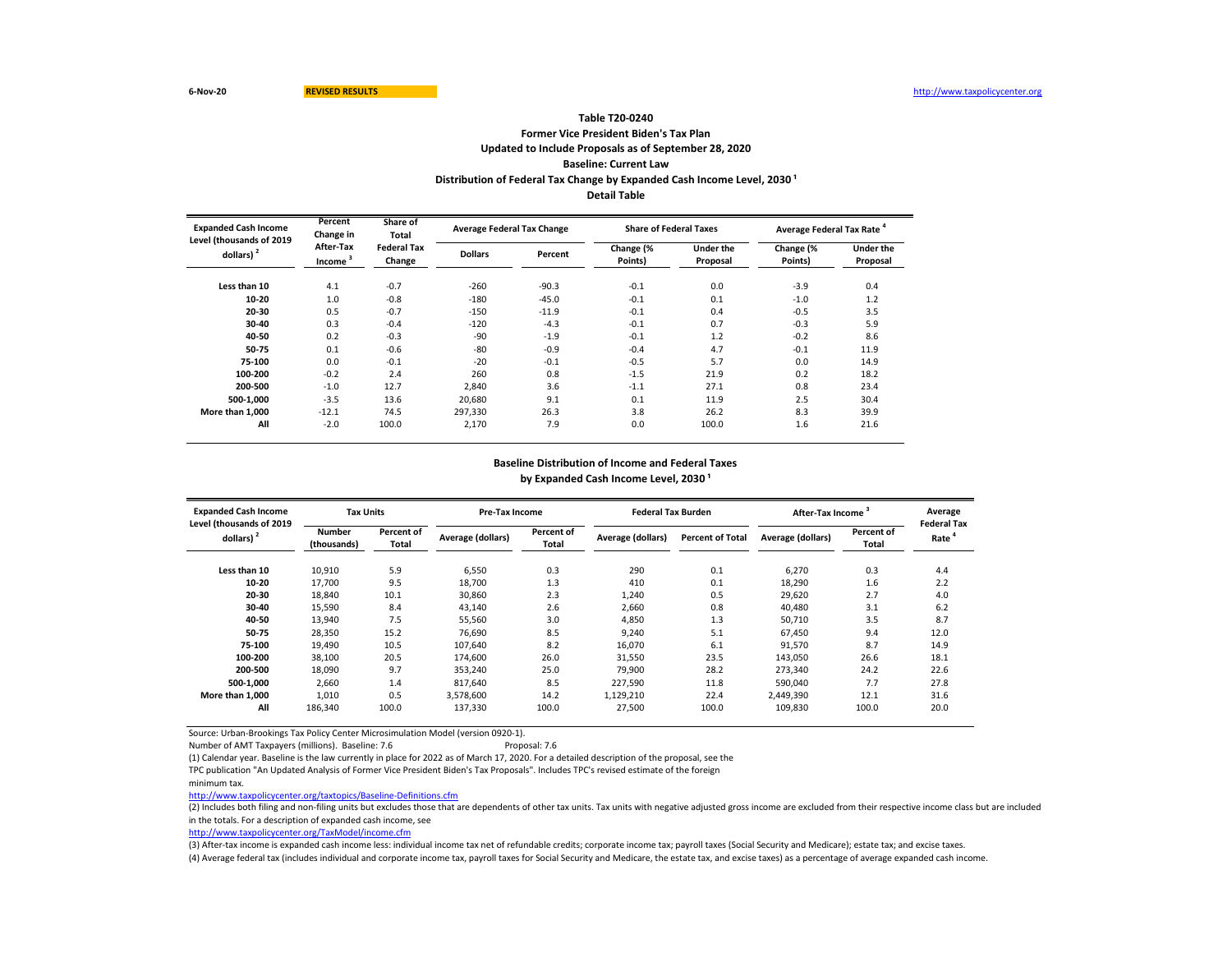6-Nov-20 **REVISED RESULTS** http://www.taxpolicycenter.org

## Table T20-0240
### Former Vice President Biden's Tax Plan
### Updated to Include Proposals as of September 28, 2020
### Baseline: Current Law
### Distribution of Federal Tax Change by Expanded Cash Income Level, 2030 [1]
### Detail Table

| Expanded Cash Income Level (thousands of 2019 dollars) [2] | Percent Change in After-Tax Income [3] | Share of Total Federal Tax Change | Average Federal Tax Change | | Share of Federal Taxes | | Average Federal Tax Rate [4] | |
|---|---|---|---|---|---|---|---|---|
| | | | Dollars | Percent | Change (% Points) | Under the Proposal | Change (% Points) | Under the Proposal |
| Less than 10 | 4.1 | -0.7 | -260 | -90.3 | -0.1 | 0.0 | -3.9 | 0.4 |
| 10-20 | 1.0 | -0.8 | -180 | -45.0 | -0.1 | 0.1 | -1.0 | 1.2 |
| 20-30 | 0.5 | -0.7 | -150 | -11.9 | -0.1 | 0.4 | -0.5 | 3.5 |
| 30-40 | 0.3 | -0.4 | -120 | -4.3 | -0.1 | 0.7 | -0.3 | 5.9 |
| 40-50 | 0.2 | -0.3 | -90 | -1.9 | -0.1 | 1.2 | -0.2 | 8.6 |
| 50-75 | 0.1 | -0.6 | -80 | -0.9 | -0.4 | 4.7 | -0.1 | 11.9 |
| 75-100 | 0.0 | -0.1 | -20 | -0.1 | -0.5 | 5.7 | 0.0 | 14.9 |
| 100-200 | -0.2 | 2.4 | 260 | 0.8 | -1.5 | 21.9 | 0.2 | 18.2 |
| 200-500 | -1.0 | 12.7 | 2,840 | 3.6 | -1.1 | 27.1 | 0.8 | 23.4 |
| 500-1,000 | -3.5 | 13.6 | 20,680 | 9.1 | 0.1 | 11.9 | 2.5 | 30.4 |
| More than 1,000 | -12.1 | 74.5 | 297,330 | 26.3 | 3.8 | 26.2 | 8.3 | 39.9 |
| All | -2.0 | 100.0 | 2,170 | 7.9 | 0.0 | 100.0 | 1.6 | 21.6 |

### Baseline Distribution of Income and Federal Taxes
### by Expanded Cash Income Level, 2030 [1]

| Expanded Cash Income Level (thousands of 2019 dollars) [2] | Tax Units | | Pre-Tax Income | | Federal Tax Burden | | After-Tax Income [3] | | Average Federal Tax Rate [4] |
|---|---|---|---|---|---|---|---|---|---|
| | Number (thousands) | Percent of Total | Average (dollars) | Percent of Total | Average (dollars) | Percent of Total | Average (dollars) | Percent of Total | |
| Less than 10 | 10,910 | 5.9 | 6,550 | 0.3 | 290 | 0.1 | 6,270 | 0.3 | 4.4 |
| 10-20 | 17,700 | 9.5 | 18,700 | 1.3 | 410 | 0.1 | 18,290 | 1.6 | 2.2 |
| 20-30 | 18,840 | 10.1 | 30,860 | 2.3 | 1,240 | 0.5 | 29,620 | 2.7 | 4.0 |
| 30-40 | 15,590 | 8.4 | 43,140 | 2.6 | 2,660 | 0.8 | 40,480 | 3.1 | 6.2 |
| 40-50 | 13,940 | 7.5 | 55,560 | 3.0 | 4,850 | 1.3 | 50,710 | 3.5 | 8.7 |
| 50-75 | 28,350 | 15.2 | 76,690 | 8.5 | 9,240 | 5.1 | 67,450 | 9.4 | 12.0 |
| 75-100 | 19,490 | 10.5 | 107,640 | 8.2 | 16,070 | 6.1 | 91,570 | 8.7 | 14.9 |
| 100-200 | 38,100 | 20.5 | 174,600 | 26.0 | 31,550 | 23.5 | 143,050 | 26.6 | 18.1 |
| 200-500 | 18,090 | 9.7 | 353,240 | 25.0 | 79,900 | 28.2 | 273,340 | 24.2 | 22.6 |
| 500-1,000 | 2,660 | 1.4 | 817,640 | 8.5 | 227,590 | 11.8 | 590,040 | 7.7 | 27.8 |
| More than 1,000 | 1,010 | 0.5 | 3,578,600 | 14.2 | 1,129,210 | 22.4 | 2,449,390 | 12.1 | 31.6 |
| All | 186,340 | 100.0 | 137,330 | 100.0 | 27,500 | 100.0 | 109,830 | 100.0 | 20.0 |

Source: Urban-Brookings Tax Policy Center Microsimulation Model (version 0920-1).

Number of AMT Taxpayers (millions). Baseline: 7.6 Proposal: 7.6

(1) Calendar year. Baseline is the law currently in place for 2022 as of March 17, 2020. For a detailed description of the proposal, see the TPC publication "An Updated Analysis of Former Vice President Biden's Tax Proposals". Includes TPC's revised estimate of the foreign minimum tax.

http://www.taxpolicycenter.org/taxtopics/Baseline-Definitions.cfm

(2) Includes both filing and non-filing units but excludes those that are dependents of other tax units. Tax units with negative adjusted gross income are excluded from their respective income class but are included in the totals. For a description of expanded cash income, see

http://www.taxpolicycenter.org/TaxModel/income.cfm

(3) After-tax income is expanded cash income less: individual income tax net of refundable credits; corporate income tax; payroll taxes (Social Security and Medicare); estate tax; and excise taxes.

(4) Average federal tax (includes individual and corporate income tax, payroll taxes for Social Security and Medicare, the estate tax, and excise taxes) as a percentage of average expanded cash income.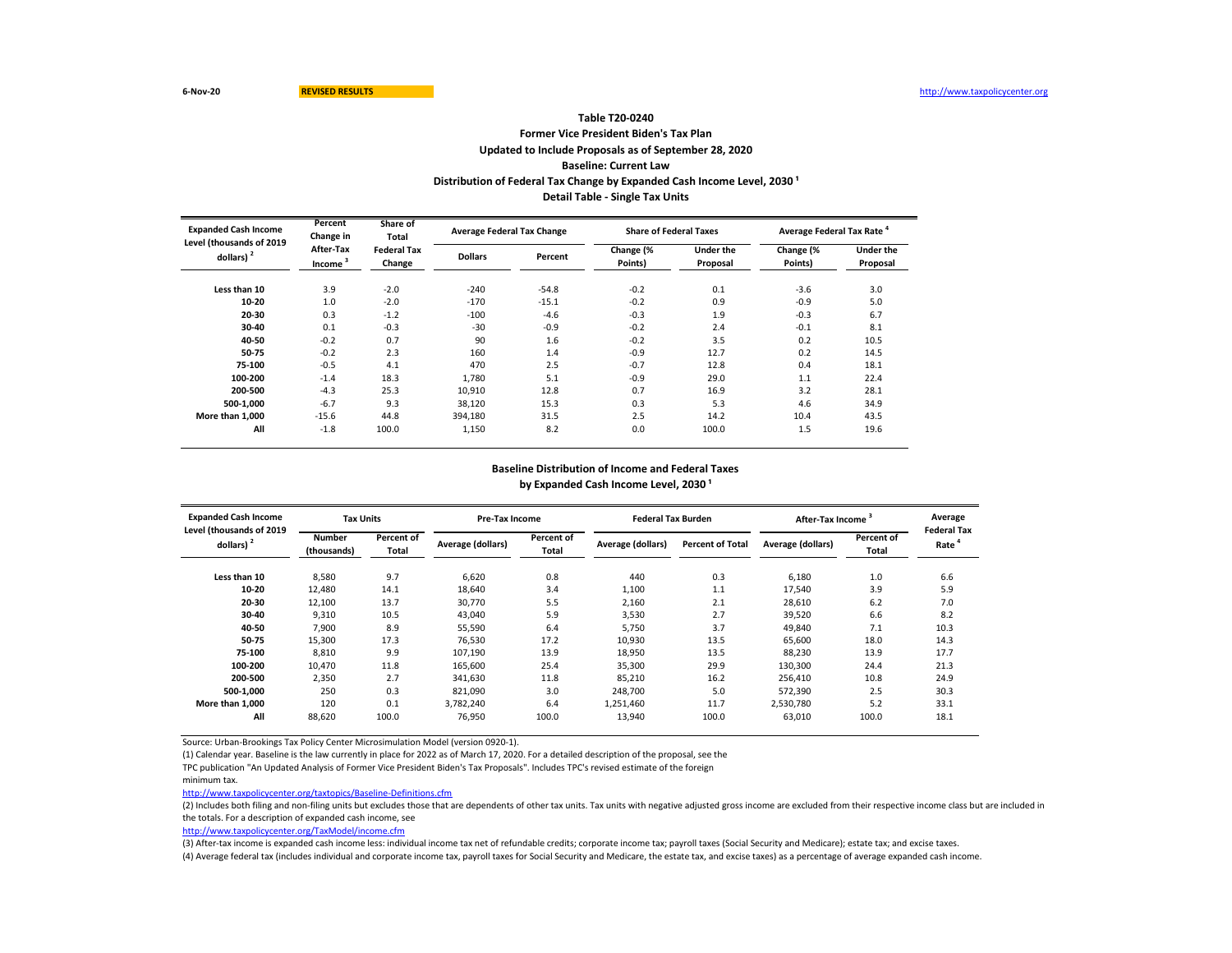6-Nov-20 **REVISED RESULTS** http://www.taxpolicycenter.org

**Table T20-0240**
**Former Vice President Biden's Tax Plan**
**Updated to Include Proposals as of September 28, 2020**
**Baseline: Current Law**
**Distribution of Federal Tax Change by Expanded Cash Income Level, 2030 [1]**
**Detail Table - Single Tax Units**

| Expanded Cash Income Level (thousands of 2019 dollars) [2] | Percent Change in After-Tax Income [3] | Share of Total Federal Tax Change | Average Federal Tax Change | | Share of Federal Taxes | | Average Federal Tax Rate [4] | |
|---|---|---|---|---|---|---|---|---|
| | | | Dollars | Percent | Change (% Points) | Under the Proposal | Change (% Points) | Under the Proposal |
| Less than 10 | 3.9 | -2.0 | -240 | -54.8 | -0.2 | 0.1 | -3.6 | 3.0 |
| 10-20 | 1.0 | -2.0 | -170 | -15.1 | -0.2 | 0.9 | -0.9 | 5.0 |
| 20-30 | 0.3 | -1.2 | -100 | -4.6 | -0.3 | 1.9 | -0.3 | 6.7 |
| 30-40 | 0.1 | -0.3 | -30 | -0.9 | -0.2 | 2.4 | -0.1 | 8.1 |
| 40-50 | -0.2 | 0.7 | 90 | 1.6 | -0.2 | 3.5 | 0.2 | 10.5 |
| 50-75 | -0.2 | 2.3 | 160 | 1.4 | -0.9 | 12.7 | 0.2 | 14.5 |
| 75-100 | -0.5 | 4.1 | 470 | 2.5 | -0.7 | 12.8 | 0.4 | 18.1 |
| 100-200 | -1.4 | 18.3 | 1,780 | 5.1 | -0.9 | 29.0 | 1.1 | 22.4 |
| 200-500 | -4.3 | 25.3 | 10,910 | 12.8 | 0.7 | 16.9 | 3.2 | 28.1 |
| 500-1,000 | -6.7 | 9.3 | 38,120 | 15.3 | 0.3 | 5.3 | 4.6 | 34.9 |
| More than 1,000 | -15.6 | 44.8 | 394,180 | 31.5 | 2.5 | 14.2 | 10.4 | 43.5 |
| All | -1.8 | 100.0 | 1,150 | 8.2 | 0.0 | 100.0 | 1.5 | 19.6 |

**Baseline Distribution of Income and Federal Taxes**
**by Expanded Cash Income Level, 2030 [1]**

| Expanded Cash Income Level (thousands of 2019 dollars) [2] | Tax Units | | Pre-Tax Income | | Federal Tax Burden | | After-Tax Income [3] | | Average Federal Tax Rate [4] |
|---|---|---|---|---|---|---|---|---|---|
| | Number (thousands) | Percent of Total | Average (dollars) | Percent of Total | Average (dollars) | Percent of Total | Average (dollars) | Percent of Total | |
| Less than 10 | 8,580 | 9.7 | 6,620 | 0.8 | 440 | 0.3 | 6,180 | 1.0 | 6.6 |
| 10-20 | 12,480 | 14.1 | 18,640 | 3.4 | 1,100 | 1.1 | 17,540 | 3.9 | 5.9 |
| 20-30 | 12,100 | 13.7 | 30,770 | 5.5 | 2,160 | 2.1 | 28,610 | 6.2 | 7.0 |
| 30-40 | 9,310 | 10.5 | 43,040 | 5.9 | 3,530 | 2.7 | 39,520 | 6.6 | 8.2 |
| 40-50 | 7,900 | 8.9 | 55,590 | 6.4 | 5,750 | 3.7 | 49,840 | 7.1 | 10.3 |
| 50-75 | 15,300 | 17.3 | 76,530 | 17.2 | 10,930 | 13.5 | 65,600 | 18.0 | 14.3 |
| 75-100 | 8,810 | 9.9 | 107,190 | 13.9 | 18,950 | 13.5 | 88,230 | 13.9 | 17.7 |
| 100-200 | 10,470 | 11.8 | 165,600 | 25.4 | 35,300 | 29.9 | 130,300 | 24.4 | 21.3 |
| 200-500 | 2,350 | 2.7 | 341,630 | 11.8 | 85,210 | 16.2 | 256,410 | 10.8 | 24.9 |
| 500-1,000 | 250 | 0.3 | 821,090 | 3.0 | 248,700 | 5.0 | 572,390 | 2.5 | 30.3 |
| More than 1,000 | 120 | 0.1 | 3,782,240 | 6.4 | 1,251,460 | 11.7 | 2,530,780 | 5.2 | 33.1 |
| All | 88,620 | 100.0 | 76,950 | 100.0 | 13,940 | 100.0 | 63,010 | 100.0 | 18.1 |

Source: Urban-Brookings Tax Policy Center Microsimulation Model (version 0920-1).

(1) Calendar year. Baseline is the law currently in place for 2022 as of March 17, 2020. For a detailed description of the proposal, see the TPC publication "An Updated Analysis of Former Vice President Biden's Tax Proposals". Includes TPC's revised estimate of the foreign minimum tax.

http://www.taxpolicycenter.org/taxtopics/Baseline-Definitions.cfm

(2) Includes both filing and non-filing units but excludes those that are dependents of other tax units. Tax units with negative adjusted gross income are excluded from their respective income class but are included in the totals. For a description of expanded cash income, see

http://www.taxpolicycenter.org/TaxModel/income.cfm

(3) After-tax income is expanded cash income less: individual income tax net of refundable credits; corporate income tax; payroll taxes (Social Security and Medicare); estate tax; and excise taxes.

(4) Average federal tax (includes individual and corporate income tax, payroll taxes for Social Security and Medicare, the estate tax, and excise taxes) as a percentage of average expanded cash income.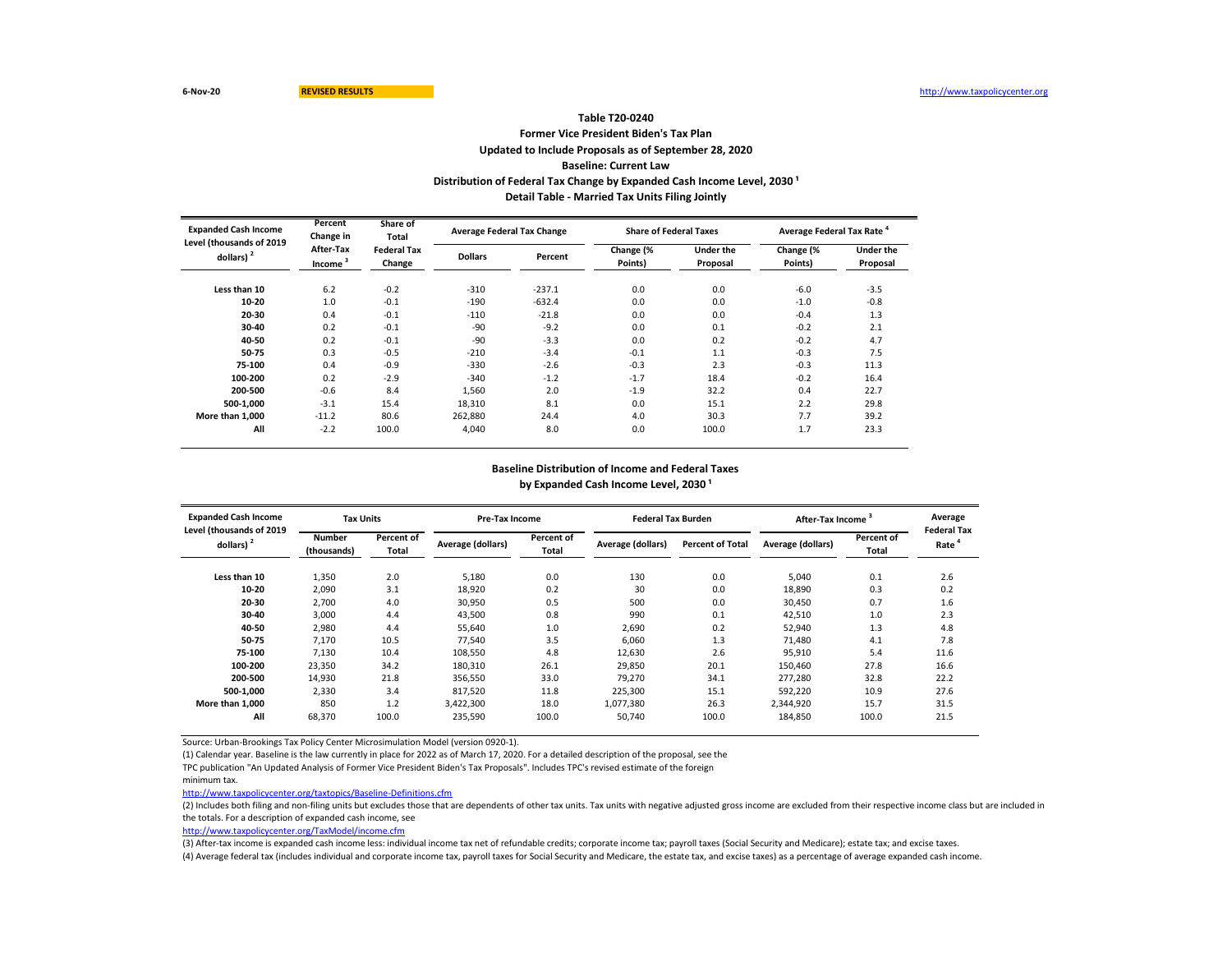6-Nov-20 REVISED RESULTS http://www.taxpolicycenter.org

## Table T20-0240

### Former Vice President Biden's Tax Plan

### Updated to Include Proposals as of September 28, 2020

### Baseline: Current Law

### Distribution of Federal Tax Change by Expanded Cash Income Level, 2030 [1]

### Detail Table - Married Tax Units Filing Jointly

| Expanded Cash Income Level (thousands of 2019 dollars) [2] | Percent Change in After-Tax Income [3] | Share of Total Federal Tax Change | Average Federal Tax Change | | Share of Federal Taxes | | Average Federal Tax Rate [4] | |
|---|---|---|---|---|---|---|---|---|
| | | | Dollars | Percent | Change (% Points) | Under the Proposal | Change (% Points) | Under the Proposal |
| Less than 10 | 6.2 | -0.2 | -310 | -237.1 | 0.0 | 0.0 | -6.0 | -3.5 |
| 10-20 | 1.0 | -0.1 | -190 | -632.4 | 0.0 | 0.0 | -1.0 | -0.8 |
| 20-30 | 0.4 | -0.1 | -110 | -21.8 | 0.0 | 0.0 | -0.4 | 1.3 |
| 30-40 | 0.2 | -0.1 | -90 | -9.2 | 0.0 | 0.1 | -0.2 | 2.1 |
| 40-50 | 0.2 | -0.1 | -90 | -3.3 | 0.0 | 0.2 | -0.2 | 4.7 |
| 50-75 | 0.3 | -0.5 | -210 | -3.4 | -0.1 | 1.1 | -0.3 | 7.5 |
| 75-100 | 0.4 | -0.9 | -330 | -2.6 | -0.3 | 2.3 | -0.3 | 11.3 |
| 100-200 | 0.2 | -2.9 | -340 | -1.2 | -1.7 | 18.4 | -0.2 | 16.4 |
| 200-500 | -0.6 | 8.4 | 1,560 | 2.0 | -1.9 | 32.2 | 0.4 | 22.7 |
| 500-1,000 | -3.1 | 15.4 | 18,310 | 8.1 | 0.0 | 15.1 | 2.2 | 29.8 |
| More than 1,000 | -11.2 | 80.6 | 262,880 | 24.4 | 4.0 | 30.3 | 7.7 | 39.2 |
| All | -2.2 | 100.0 | 4,040 | 8.0 | 0.0 | 100.0 | 1.7 | 23.3 |

### Baseline Distribution of Income and Federal Taxes by Expanded Cash Income Level, 2030 [1]

| Expanded Cash Income Level (thousands of 2019 dollars) [2] | Tax Units | | Pre-Tax Income | | Federal Tax Burden | | After-Tax Income [3] | | Average Federal Tax Rate [4] |
|---|---|---|---|---|---|---|---|---|---|
| | Number (thousands) | Percent of Total | Average (dollars) | Percent of Total | Average (dollars) | Percent of Total | Average (dollars) | Percent of Total | |
| Less than 10 | 1,350 | 2.0 | 5,180 | 0.0 | 130 | 0.0 | 5,040 | 0.1 | 2.6 |
| 10-20 | 2,090 | 3.1 | 18,920 | 0.2 | 30 | 0.0 | 18,890 | 0.3 | 0.2 |
| 20-30 | 2,700 | 4.0 | 30,950 | 0.5 | 500 | 0.0 | 30,450 | 0.7 | 1.6 |
| 30-40 | 3,000 | 4.4 | 43,500 | 0.8 | 990 | 0.1 | 42,510 | 1.0 | 2.3 |
| 40-50 | 2,980 | 4.4 | 55,640 | 1.0 | 2,690 | 0.2 | 52,940 | 1.3 | 4.8 |
| 50-75 | 7,170 | 10.5 | 77,540 | 3.5 | 6,060 | 1.3 | 71,480 | 4.1 | 7.8 |
| 75-100 | 7,130 | 10.4 | 108,550 | 4.8 | 12,630 | 2.6 | 95,910 | 5.4 | 11.6 |
| 100-200 | 23,350 | 34.2 | 180,310 | 26.1 | 29,850 | 20.1 | 150,460 | 27.8 | 16.6 |
| 200-500 | 14,930 | 21.8 | 356,550 | 33.0 | 79,270 | 34.1 | 277,280 | 32.8 | 22.2 |
| 500-1,000 | 2,330 | 3.4 | 817,520 | 11.8 | 225,300 | 15.1 | 592,220 | 10.9 | 27.6 |
| More than 1,000 | 850 | 1.2 | 3,422,300 | 18.0 | 1,077,380 | 26.3 | 2,344,920 | 15.7 | 31.5 |
| All | 68,370 | 100.0 | 235,590 | 100.0 | 50,740 | 100.0 | 184,850 | 100.0 | 21.5 |

Source: Urban-Brookings Tax Policy Center Microsimulation Model (version 0920-1).

(1) Calendar year. Baseline is the law currently in place for 2022 as of March 17, 2020. For a detailed description of the proposal, see the TPC publication "An Updated Analysis of Former Vice President Biden's Tax Proposals". Includes TPC's revised estimate of the foreign minimum tax.

http://www.taxpolicycenter.org/taxtopics/Baseline-Definitions.cfm

(2) Includes both filing and non-filing units but excludes those that are dependents of other tax units. Tax units with negative adjusted gross income are excluded from their respective income class but are included in the totals. For a description of expanded cash income, see

http://www.taxpolicycenter.org/TaxModel/income.cfm

(3) After-tax income is expanded cash income less: individual income tax net of refundable credits; corporate income tax; payroll taxes (Social Security and Medicare); estate tax; and excise taxes.

(4) Average federal tax (includes individual and corporate income tax, payroll taxes for Social Security and Medicare, the estate tax, and excise taxes) as a percentage of average expanded cash income.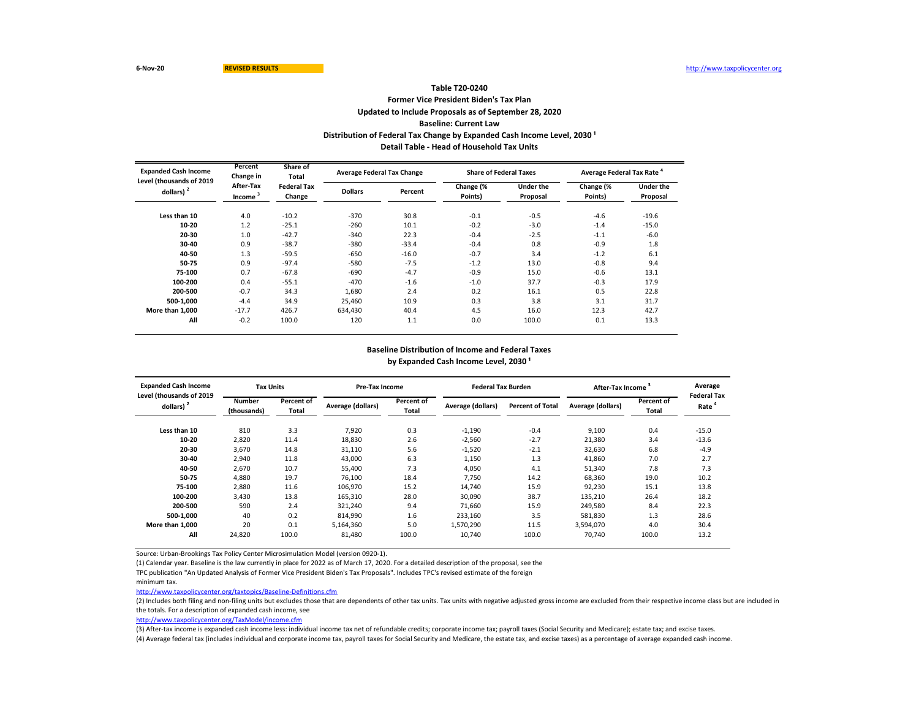6-Nov-20 **REVISED RESULTS** http://www.taxpolicycenter.org

### Table T20-0240
### Former Vice President Biden's Tax Plan
### Updated to Include Proposals as of September 28, 2020
### Baseline: Current Law
### Distribution of Federal Tax Change by Expanded Cash Income Level, 2030 [1]
### Detail Table - Head of Household Tax Units

| Expanded Cash Income Level (thousands of 2019 dollars) [2] | Percent Change in After-Tax Income [3] | Share of Total Federal Tax Change | Average Federal Tax Change | | Share of Federal Taxes | | Average Federal Tax Rate [4] | |
|---|---|---|---|---|---|---|---|---|
| | | | Dollars | Percent | Change (% Points) | Under the Proposal | Change (% Points) | Under the Proposal |
| Less than 10 | 4.0 | -10.2 | -370 | 30.8 | -0.1 | -0.5 | -4.6 | -19.6 |
| 10-20 | 1.2 | -25.1 | -260 | 10.1 | -0.2 | -3.0 | -1.4 | -15.0 |
| 20-30 | 1.0 | -42.7 | -340 | 22.3 | -0.4 | -2.5 | -1.1 | -6.0 |
| 30-40 | 0.9 | -38.7 | -380 | -33.4 | -0.4 | 0.8 | -0.9 | 1.8 |
| 40-50 | 1.3 | -59.5 | -650 | -16.0 | -0.7 | 3.4 | -1.2 | 6.1 |
| 50-75 | 0.9 | -97.4 | -580 | -7.5 | -1.2 | 13.0 | -0.8 | 9.4 |
| 75-100 | 0.7 | -67.8 | -690 | -4.7 | -0.9 | 15.0 | -0.6 | 13.1 |
| 100-200 | 0.4 | -55.1 | -470 | -1.6 | -1.0 | 37.7 | -0.3 | 17.9 |
| 200-500 | -0.7 | 34.3 | 1,680 | 2.4 | 0.2 | 16.1 | 0.5 | 22.8 |
| 500-1,000 | -4.4 | 34.9 | 25,460 | 10.9 | 0.3 | 3.8 | 3.1 | 31.7 |
| More than 1,000 | -17.7 | 426.7 | 634,430 | 40.4 | 4.5 | 16.0 | 12.3 | 42.7 |
| All | -0.2 | 100.0 | 120 | 1.1 | 0.0 | 100.0 | 0.1 | 13.3 |

### Baseline Distribution of Income and Federal Taxes
### by Expanded Cash Income Level, 2030 [1]

| Expanded Cash Income Level (thousands of 2019 dollars) [2] | Tax Units | | Pre-Tax Income | | Federal Tax Burden | | After-Tax Income [3] | | Average Federal Tax Rate [4] |
|---|---|---|---|---|---|---|---|---|---|
| | Number (thousands) | Percent of Total | Average (dollars) | Percent of Total | Average (dollars) | Percent of Total | Average (dollars) | Percent of Total | |
| Less than 10 | 810 | 3.3 | 7,920 | 0.3 | -1,190 | -0.4 | 9,100 | 0.4 | -15.0 |
| 10-20 | 2,820 | 11.4 | 18,830 | 2.6 | -2,560 | -2.7 | 21,380 | 3.4 | -13.6 |
| 20-30 | 3,670 | 14.8 | 31,110 | 5.6 | -1,520 | -2.1 | 32,630 | 6.8 | -4.9 |
| 30-40 | 2,940 | 11.8 | 43,000 | 6.3 | 1,150 | 1.3 | 41,860 | 7.0 | 2.7 |
| 40-50 | 2,670 | 10.7 | 55,400 | 7.3 | 4,050 | 4.1 | 51,340 | 7.8 | 7.3 |
| 50-75 | 4,880 | 19.7 | 76,100 | 18.4 | 7,750 | 14.2 | 68,360 | 19.0 | 10.2 |
| 75-100 | 2,880 | 11.6 | 106,970 | 15.2 | 14,740 | 15.9 | 92,230 | 15.1 | 13.8 |
| 100-200 | 3,430 | 13.8 | 165,310 | 28.0 | 30,090 | 38.7 | 135,210 | 26.4 | 18.2 |
| 200-500 | 590 | 2.4 | 321,240 | 9.4 | 71,660 | 15.9 | 249,580 | 8.4 | 22.3 |
| 500-1,000 | 40 | 0.2 | 814,990 | 1.6 | 233,160 | 3.5 | 581,830 | 1.3 | 28.6 |
| More than 1,000 | 20 | 0.1 | 5,164,360 | 5.0 | 1,570,290 | 11.5 | 3,594,070 | 4.0 | 30.4 |
| All | 24,820 | 100.0 | 81,480 | 100.0 | 10,740 | 100.0 | 70,740 | 100.0 | 13.2 |

Source: Urban-Brookings Tax Policy Center Microsimulation Model (version 0920-1).

(1) Calendar year. Baseline is the law currently in place for 2022 as of March 17, 2020. For a detailed description of the proposal, see the TPC publication "An Updated Analysis of Former Vice President Biden's Tax Proposals". Includes TPC's revised estimate of the foreign minimum tax.

http://www.taxpolicycenter.org/taxtopics/Baseline-Definitions.cfm

(2) Includes both filing and non-filing units but excludes those that are dependents of other tax units. Tax units with negative adjusted gross income are excluded from their respective income class but are included in the totals. For a description of expanded cash income, see

http://www.taxpolicycenter.org/TaxModel/income.cfm

(3) After-tax income is expanded cash income less: individual income tax net of refundable credits; corporate income tax; payroll taxes (Social Security and Medicare); estate tax; and excise taxes.

(4) Average federal tax (includes individual and corporate income tax, payroll taxes for Social Security and Medicare, the estate tax, and excise taxes) as a percentage of average expanded cash income.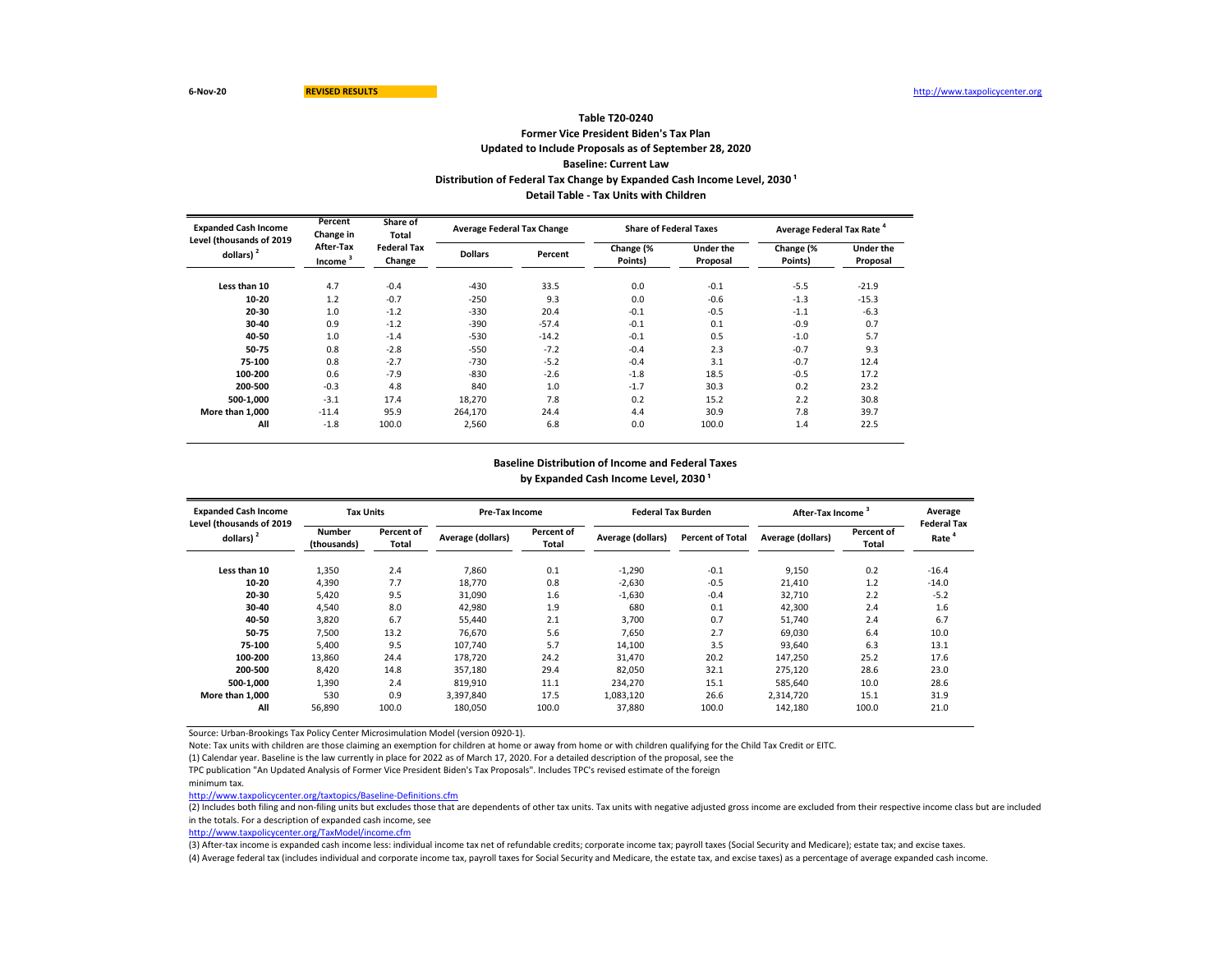6-Nov-20 **REVISED RESULTS** http://www.taxpolicycenter.org

### Table T20-0240
### Former Vice President Biden's Tax Plan
### Updated to Include Proposals as of September 28, 2020
### Baseline: Current Law
### Distribution of Federal Tax Change by Expanded Cash Income Level, 2030 [1]
### Detail Table - Tax Units with Children

| Expanded Cash Income Level (thousands of 2019 dollars) [2] | Percent Change in After-Tax Income [3] | Share of Total Federal Tax Change | Average Federal Tax Change | | Share of Federal Taxes | | Average Federal Tax Rate [4] | |
|---|---|---|---|---|---|---|---|---|
| | | | Dollars | Percent | Change (% Points) | Under the Proposal | Change (% Points) | Under the Proposal |
| Less than 10 | 4.7 | -0.4 | -430 | 33.5 | 0.0 | -0.1 | -5.5 | -21.9 |
| 10-20 | 1.2 | -0.7 | -250 | 9.3 | 0.0 | -0.6 | -1.3 | -15.3 |
| 20-30 | 1.0 | -1.2 | -330 | 20.4 | -0.1 | -0.5 | -1.1 | -6.3 |
| 30-40 | 0.9 | -1.2 | -390 | -57.4 | -0.1 | 0.1 | -0.9 | 0.7 |
| 40-50 | 1.0 | -1.4 | -530 | -14.2 | -0.1 | 0.5 | -1.0 | 5.7 |
| 50-75 | 0.8 | -2.8 | -550 | -7.2 | -0.4 | 2.3 | -0.7 | 9.3 |
| 75-100 | 0.8 | -2.7 | -730 | -5.2 | -0.4 | 3.1 | -0.7 | 12.4 |
| 100-200 | 0.6 | -7.9 | -830 | -2.6 | -1.8 | 18.5 | -0.5 | 17.2 |
| 200-500 | -0.3 | 4.8 | 840 | 1.0 | -1.7 | 30.3 | 0.2 | 23.2 |
| 500-1,000 | -3.1 | 17.4 | 18,270 | 7.8 | 0.2 | 15.2 | 2.2 | 30.8 |
| More than 1,000 | -11.4 | 95.9 | 264,170 | 24.4 | 4.4 | 30.9 | 7.8 | 39.7 |
| All | -1.8 | 100.0 | 2,560 | 6.8 | 0.0 | 100.0 | 1.4 | 22.5 |

### Baseline Distribution of Income and Federal Taxes
### by Expanded Cash Income Level, 2030 [1]

| Expanded Cash Income Level (thousands of 2019 dollars) [2] | Tax Units | | Pre-Tax Income | | Federal Tax Burden | | After-Tax Income [3] | | Average Federal Tax Rate [4] |
|---|---|---|---|---|---|---|---|---|---|
| | Number (thousands) | Percent of Total | Average (dollars) | Percent of Total | Average (dollars) | Percent of Total | Average (dollars) | Percent of Total | |
| Less than 10 | 1,350 | 2.4 | 7,860 | 0.1 | -1,290 | -0.1 | 9,150 | 0.2 | -16.4 |
| 10-20 | 4,390 | 7.7 | 18,770 | 0.8 | -2,630 | -0.5 | 21,410 | 1.2 | -14.0 |
| 20-30 | 5,420 | 9.5 | 31,090 | 1.6 | -1,630 | -0.4 | 32,710 | 2.2 | -5.2 |
| 30-40 | 4,540 | 8.0 | 42,980 | 1.9 | 680 | 0.1 | 42,300 | 2.4 | 1.6 |
| 40-50 | 3,820 | 6.7 | 55,440 | 2.1 | 3,700 | 0.7 | 51,740 | 2.4 | 6.7 |
| 50-75 | 7,500 | 13.2 | 76,670 | 5.6 | 7,650 | 2.7 | 69,030 | 6.4 | 10.0 |
| 75-100 | 5,400 | 9.5 | 107,740 | 5.7 | 14,100 | 3.5 | 93,640 | 6.3 | 13.1 |
| 100-200 | 13,860 | 24.4 | 178,720 | 24.2 | 31,470 | 20.2 | 147,250 | 25.2 | 17.6 |
| 200-500 | 8,420 | 14.8 | 357,180 | 29.4 | 82,050 | 32.1 | 275,120 | 28.6 | 23.0 |
| 500-1,000 | 1,390 | 2.4 | 819,910 | 11.1 | 234,270 | 15.1 | 585,640 | 10.0 | 28.6 |
| More than 1,000 | 530 | 0.9 | 3,397,840 | 17.5 | 1,083,120 | 26.6 | 2,314,720 | 15.1 | 31.9 |
| All | 56,890 | 100.0 | 180,050 | 100.0 | 37,880 | 100.0 | 142,180 | 100.0 | 21.0 |

Source: Urban-Brookings Tax Policy Center Microsimulation Model (version 0920-1).

Note: Tax units with children are those claiming an exemption for children at home or away from home or with children qualifying for the Child Tax Credit or EITC.

(1) Calendar year. Baseline is the law currently in place for 2022 as of March 17, 2020. For a detailed description of the proposal, see the TPC publication "An Updated Analysis of Former Vice President Biden's Tax Proposals". Includes TPC's revised estimate of the foreign minimum tax.

http://www.taxpolicycenter.org/taxtopics/Baseline-Definitions.cfm

(2) Includes both filing and non-filing units but excludes those that are dependents of other tax units. Tax units with negative adjusted gross income are excluded from their respective income class but are included in the totals. For a description of expanded cash income, see

http://www.taxpolicycenter.org/TaxModel/income.cfm

(3) After-tax income is expanded cash income less: individual income tax net of refundable credits; corporate income tax; payroll taxes (Social Security and Medicare); estate tax; and excise taxes.

(4) Average federal tax (includes individual and corporate income tax, payroll taxes for Social Security and Medicare, the estate tax, and excise taxes) as a percentage of average expanded cash income.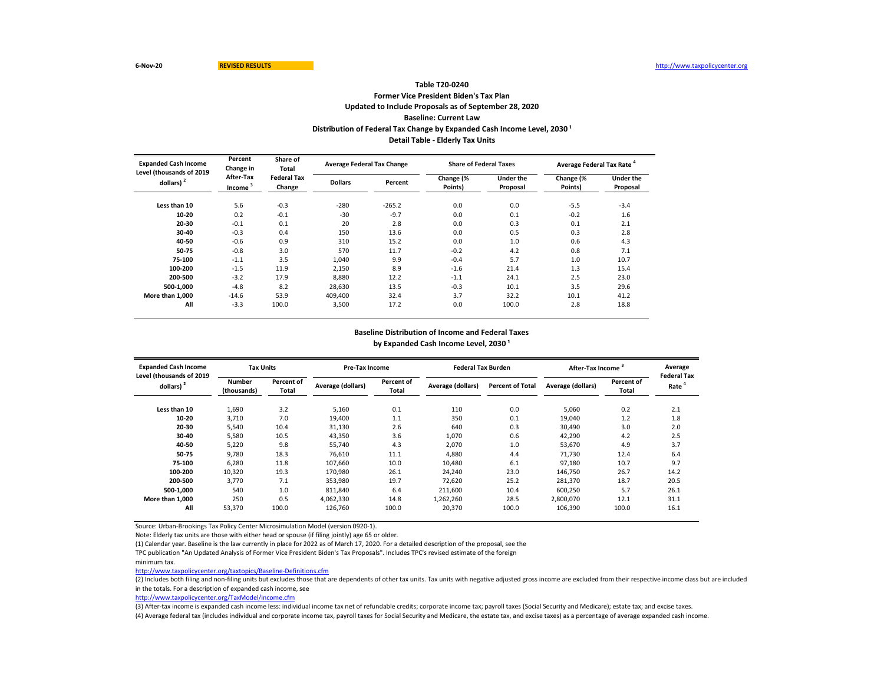6-Nov-20 REVISED RESULTS http://www.taxpolicycenter.org

### Table T20-0240
### Former Vice President Biden's Tax Plan
### Updated to Include Proposals as of September 28, 2020
### Baseline: Current Law
### Distribution of Federal Tax Change by Expanded Cash Income Level, 2030 [1]
### Detail Table - Elderly Tax Units

| Expanded Cash Income Level (thousands of 2019 dollars) [2] | Percent Change in After-Tax Income [3] | Share of Total Federal Tax Change | Average Federal Tax Change | | Share of Federal Taxes | | Average Federal Tax Rate [4] | |
|---|---|---|---|---|---|---|---|---|
| | | | Dollars | Percent | Change (% Points) | Under the Proposal | Change (% Points) | Under the Proposal |
| Less than 10 | 5.6 | -0.3 | -280 | -265.2 | 0.0 | 0.0 | -5.5 | -3.4 |
| 10-20 | 0.2 | -0.1 | -30 | -9.7 | 0.0 | 0.1 | -0.2 | 1.6 |
| 20-30 | -0.1 | 0.1 | 20 | 2.8 | 0.0 | 0.3 | 0.1 | 2.1 |
| 30-40 | -0.3 | 0.4 | 150 | 13.6 | 0.0 | 0.5 | 0.3 | 2.8 |
| 40-50 | -0.6 | 0.9 | 310 | 15.2 | 0.0 | 1.0 | 0.6 | 4.3 |
| 50-75 | -0.8 | 3.0 | 570 | 11.7 | -0.2 | 4.2 | 0.8 | 7.1 |
| 75-100 | -1.1 | 3.5 | 1,040 | 9.9 | -0.4 | 5.7 | 1.0 | 10.7 |
| 100-200 | -1.5 | 11.9 | 2,150 | 8.9 | -1.6 | 21.4 | 1.3 | 15.4 |
| 200-500 | -3.2 | 17.9 | 8,880 | 12.2 | -1.1 | 24.1 | 2.5 | 23.0 |
| 500-1,000 | -4.8 | 8.2 | 28,630 | 13.5 | -0.3 | 10.1 | 3.5 | 29.6 |
| More than 1,000 | -14.6 | 53.9 | 409,400 | 32.4 | 3.7 | 32.2 | 10.1 | 41.2 |
| All | -3.3 | 100.0 | 3,500 | 17.2 | 0.0 | 100.0 | 2.8 | 18.8 |

### Baseline Distribution of Income and Federal Taxes
### by Expanded Cash Income Level, 2030 [1]

| Expanded Cash Income Level (thousands of 2019 dollars) [2] | Tax Units | | Pre-Tax Income | | Federal Tax Burden | | After-Tax Income [3] | | Average Federal Tax Rate [4] |
|---|---|---|---|---|---|---|---|---|---|
| | Number (thousands) | Percent of Total | Average (dollars) | Percent of Total | Average (dollars) | Percent of Total | Average (dollars) | Percent of Total | |
| Less than 10 | 1,690 | 3.2 | 5,160 | 0.1 | 110 | 0.0 | 5,060 | 0.2 | 2.1 |
| 10-20 | 3,710 | 7.0 | 19,400 | 1.1 | 350 | 0.1 | 19,040 | 1.2 | 1.8 |
| 20-30 | 5,540 | 10.4 | 31,130 | 2.6 | 640 | 0.3 | 30,490 | 3.0 | 2.0 |
| 30-40 | 5,580 | 10.5 | 43,350 | 3.6 | 1,070 | 0.6 | 42,290 | 4.2 | 2.5 |
| 40-50 | 5,220 | 9.8 | 55,740 | 4.3 | 2,070 | 1.0 | 53,670 | 4.9 | 3.7 |
| 50-75 | 9,780 | 18.3 | 76,610 | 11.1 | 4,880 | 4.4 | 71,730 | 12.4 | 6.4 |
| 75-100 | 6,280 | 11.8 | 107,660 | 10.0 | 10,480 | 6.1 | 97,180 | 10.7 | 9.7 |
| 100-200 | 10,320 | 19.3 | 170,980 | 26.1 | 24,240 | 23.0 | 146,750 | 26.7 | 14.2 |
| 200-500 | 3,770 | 7.1 | 353,980 | 19.7 | 72,620 | 25.2 | 281,370 | 18.7 | 20.5 |
| 500-1,000 | 540 | 1.0 | 811,840 | 6.4 | 211,600 | 10.4 | 600,250 | 5.7 | 26.1 |
| More than 1,000 | 250 | 0.5 | 4,062,330 | 14.8 | 1,262,260 | 28.5 | 2,800,070 | 12.1 | 31.1 |
| All | 53,370 | 100.0 | 126,760 | 100.0 | 20,370 | 100.0 | 106,390 | 100.0 | 16.1 |

Source: Urban-Brookings Tax Policy Center Microsimulation Model (version 0920-1).

Note: Elderly tax units are those with either head or spouse (if filing jointly) age 65 or older.

(1) Calendar year. Baseline is the law currently in place for 2022 as of March 17, 2020. For a detailed description of the proposal, see the TPC publication "An Updated Analysis of Former Vice President Biden's Tax Proposals". Includes TPC's revised estimate of the foreign minimum tax.

http://www.taxpolicycenter.org/taxtopics/Baseline-Definitions.cfm

(2) Includes both filing and non-filing units but excludes those that are dependents of other tax units. Tax units with negative adjusted gross income are excluded from their respective income class but are included in the totals. For a description of expanded cash income, see

http://www.taxpolicycenter.org/TaxModel/income.cfm

(3) After-tax income is expanded cash income less: individual income tax net of refundable credits; corporate income tax; payroll taxes (Social Security and Medicare); estate tax; and excise taxes.

(4) Average federal tax (includes individual and corporate income tax, payroll taxes for Social Security and Medicare, the estate tax, and excise taxes) as a percentage of average expanded cash income.